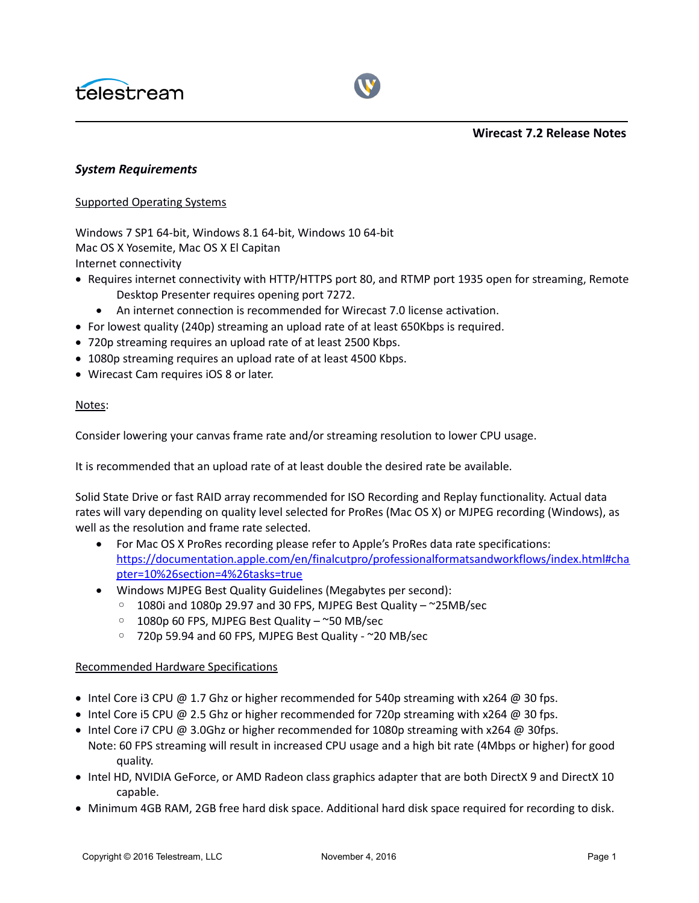# Wirecast 7.2 Release Notes

## *System Requirements*

Supported Operating Systems

Windows 7 SP1 64-bit, Windows 8.1 64-bit, Windows 10 64-bit
Mac OS X Yosemite, Mac OS X El Capitan
Internet connectivity

- Requires internet connectivity with HTTP/HTTPS port 80, and RTMP port 1935 open for streaming, Remote Desktop Presenter requires opening port 7272.
    - An internet connection is recommended for Wirecast 7.0 license activation.
- For lowest quality (240p) streaming an upload rate of at least 650Kbps is required.
- 720p streaming requires an upload rate of at least 2500 Kbps.
- 1080p streaming requires an upload rate of at least 4500 Kbps.
- Wirecast Cam requires iOS 8 or later.

Notes:

Consider lowering your canvas frame rate and/or streaming resolution to lower CPU usage.

It is recommended that an upload rate of at least double the desired rate be available.

Solid State Drive or fast RAID array recommended for ISO Recording and Replay functionality. Actual data rates will vary depending on quality level selected for ProRes (Mac OS X) or MJPEG recording (Windows), as well as the resolution and frame rate selected.

- For Mac OS X ProRes recording please refer to Apple's ProRes data rate specifications: https://documentation.apple.com/en/finalcutpro/professionalformatsandworkflows/index.html#chapter=10%26section=4%26tasks=true
- Windows MJPEG Best Quality Guidelines (Megabytes per second):
    - 1080i and 1080p 29.97 and 30 FPS, MJPEG Best Quality – ~25MB/sec
    - 1080p 60 FPS, MJPEG Best Quality – ~50 MB/sec
    - 720p 59.94 and 60 FPS, MJPEG Best Quality - ~20 MB/sec

Recommended Hardware Specifications

- Intel Core i3 CPU @ 1.7 Ghz or higher recommended for 540p streaming with x264 @ 30 fps.
- Intel Core i5 CPU @ 2.5 Ghz or higher recommended for 720p streaming with x264 @ 30 fps.
- Intel Core i7 CPU @ 3.0Ghz or higher recommended for 1080p streaming with x264 @ 30fps.
  Note: 60 FPS streaming will result in increased CPU usage and a high bit rate (4Mbps or higher) for good quality.
- Intel HD, NVIDIA GeForce, or AMD Radeon class graphics adapter that are both DirectX 9 and DirectX 10 capable.
- Minimum 4GB RAM, 2GB free hard disk space. Additional hard disk space required for recording to disk.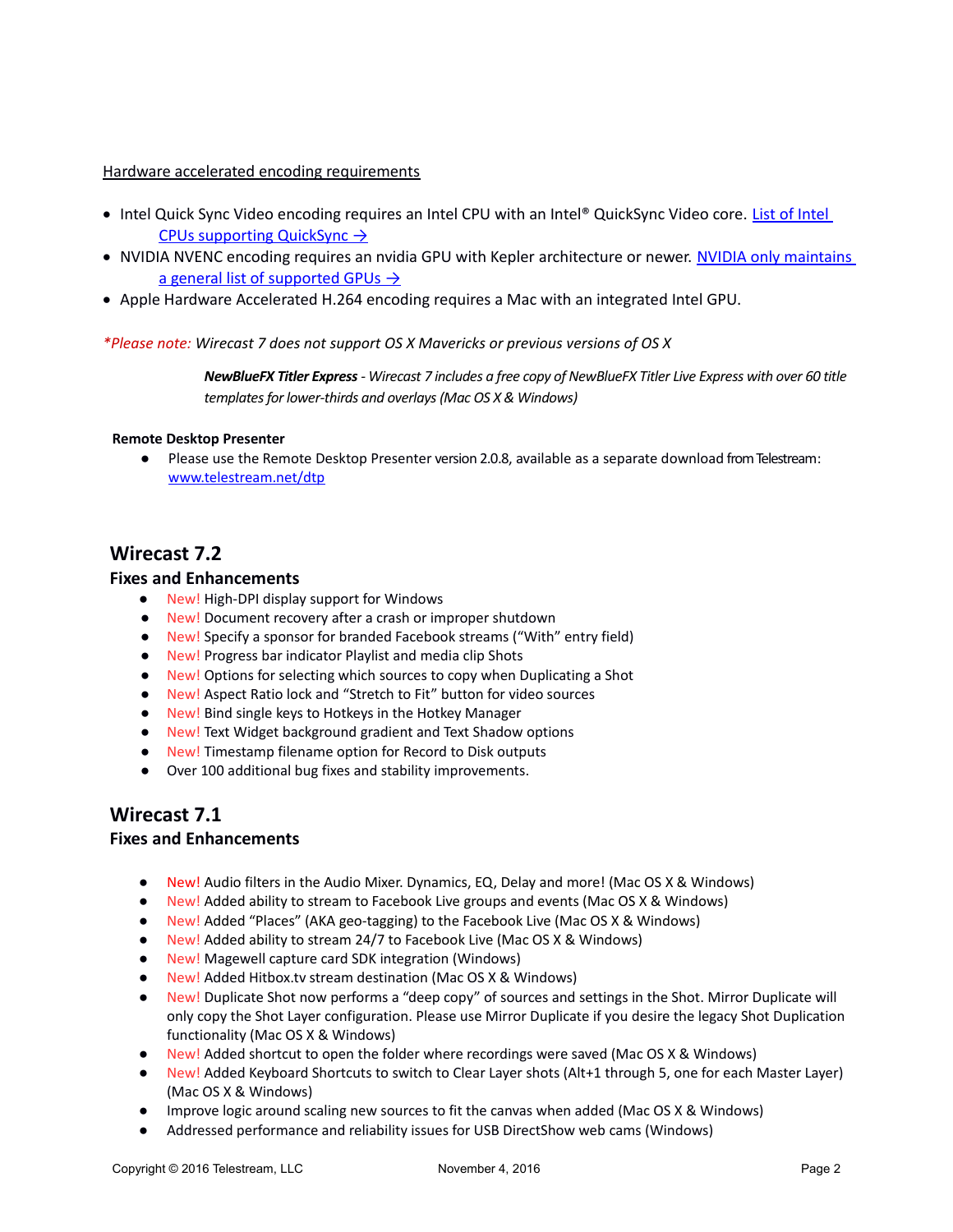Hardware accelerated encoding requirements

- Intel Quick Sync Video encoding requires an Intel CPU with an Intel® QuickSync Video core. [List of Intel CPUs supporting QuickSync →]
- NVIDIA NVENC encoding requires an nvidia GPU with Kepler architecture or newer. [NVIDIA only maintains a general list of supported GPUs →]
- Apple Hardware Accelerated H.264 encoding requires a Mac with an integrated Intel GPU.

**Please note:* *Wirecast 7 does not support OS X Mavericks or previous versions of OS X*

> ***NewBlueFX Titler Express*** *- Wirecast 7 includes a free copy of NewBlueFX Titler Live Express with over 60 title templates for lower-thirds and overlays (Mac OS X & Windows)*

**Remote Desktop Presenter**

- Please use the Remote Desktop Presenter version 2.0.8, available as a separate download from Telestream: www.telestream.net/dtp

## Wirecast 7.2

### Fixes and Enhancements

- New! High-DPI display support for Windows
- New! Document recovery after a crash or improper shutdown
- New! Specify a sponsor for branded Facebook streams ("With" entry field)
- New! Progress bar indicator Playlist and media clip Shots
- New! Options for selecting which sources to copy when Duplicating a Shot
- New! Aspect Ratio lock and "Stretch to Fit" button for video sources
- New! Bind single keys to Hotkeys in the Hotkey Manager
- New! Text Widget background gradient and Text Shadow options
- New! Timestamp filename option for Record to Disk outputs
- Over 100 additional bug fixes and stability improvements.

## Wirecast 7.1

### Fixes and Enhancements

- New! Audio filters in the Audio Mixer. Dynamics, EQ, Delay and more! (Mac OS X & Windows)
- New! Added ability to stream to Facebook Live groups and events (Mac OS X & Windows)
- New! Added "Places" (AKA geo-tagging) to the Facebook Live (Mac OS X & Windows)
- New! Added ability to stream 24/7 to Facebook Live (Mac OS X & Windows)
- New! Magewell capture card SDK integration (Windows)
- New! Added Hitbox.tv stream destination (Mac OS X & Windows)
- New! Duplicate Shot now performs a "deep copy" of sources and settings in the Shot. Mirror Duplicate will only copy the Shot Layer configuration. Please use Mirror Duplicate if you desire the legacy Shot Duplication functionality (Mac OS X & Windows)
- New! Added shortcut to open the folder where recordings were saved (Mac OS X & Windows)
- New! Added Keyboard Shortcuts to switch to Clear Layer shots (Alt+1 through 5, one for each Master Layer) (Mac OS X & Windows)
- Improve logic around scaling new sources to fit the canvas when added (Mac OS X & Windows)
- Addressed performance and reliability issues for USB DirectShow web cams (Windows)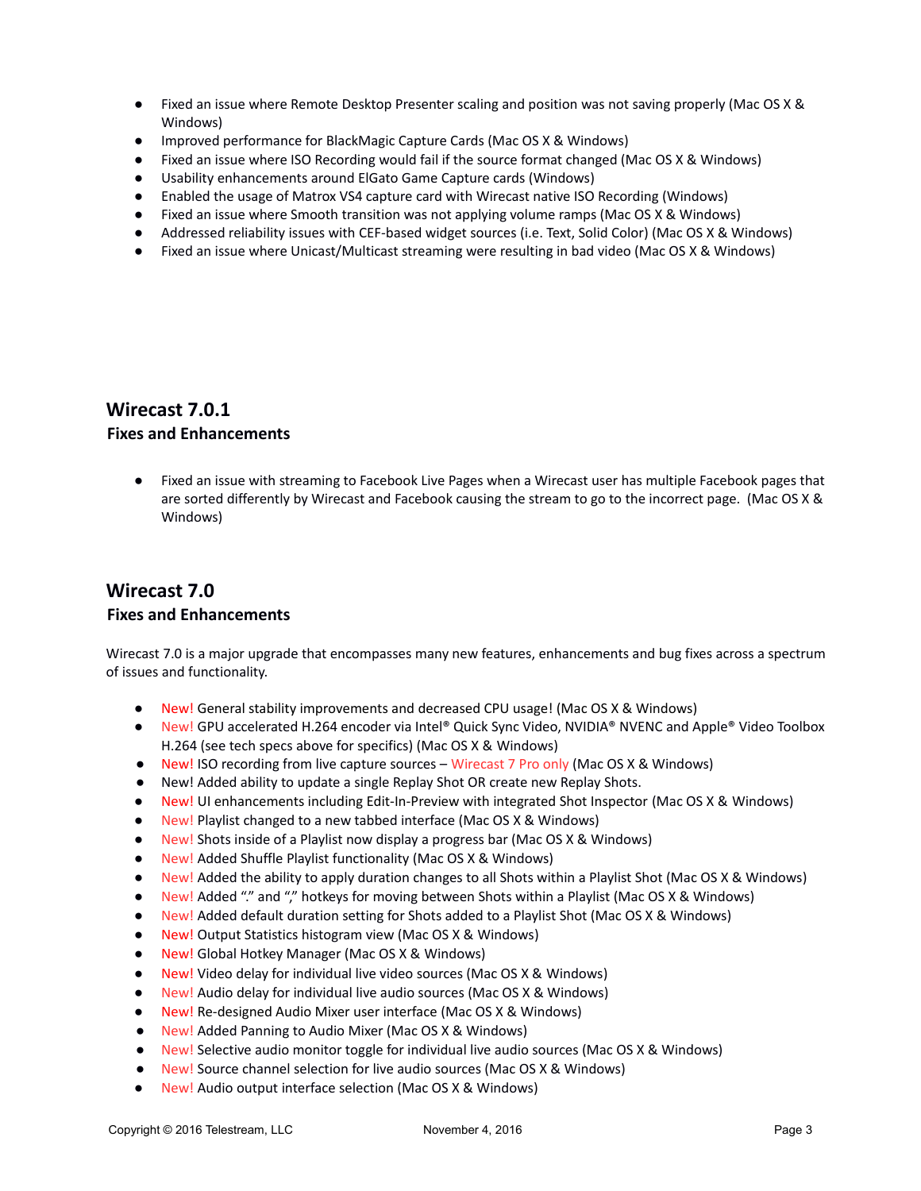- Fixed an issue where Remote Desktop Presenter scaling and position was not saving properly (Mac OS X & Windows)
- Improved performance for BlackMagic Capture Cards (Mac OS X & Windows)
- Fixed an issue where ISO Recording would fail if the source format changed (Mac OS X & Windows)
- Usability enhancements around ElGato Game Capture cards (Windows)
- Enabled the usage of Matrox VS4 capture card with Wirecast native ISO Recording (Windows)
- Fixed an issue where Smooth transition was not applying volume ramps (Mac OS X & Windows)
- Addressed reliability issues with CEF-based widget sources (i.e. Text, Solid Color) (Mac OS X & Windows)
- Fixed an issue where Unicast/Multicast streaming were resulting in bad video (Mac OS X & Windows)

## Wirecast 7.0.1

### Fixes and Enhancements

- Fixed an issue with streaming to Facebook Live Pages when a Wirecast user has multiple Facebook pages that are sorted differently by Wirecast and Facebook causing the stream to go to the incorrect page. (Mac OS X & Windows)

## Wirecast 7.0

### Fixes and Enhancements

Wirecast 7.0 is a major upgrade that encompasses many new features, enhancements and bug fixes across a spectrum of issues and functionality.

- New! General stability improvements and decreased CPU usage! (Mac OS X & Windows)
- New! GPU accelerated H.264 encoder via Intel® Quick Sync Video, NVIDIA® NVENC and Apple® Video Toolbox H.264 (see tech specs above for specifics) (Mac OS X & Windows)
- New! ISO recording from live capture sources – Wirecast 7 Pro only (Mac OS X & Windows)
- New! Added ability to update a single Replay Shot OR create new Replay Shots.
- New! UI enhancements including Edit-In-Preview with integrated Shot Inspector (Mac OS X & Windows)
- New! Playlist changed to a new tabbed interface (Mac OS X & Windows)
- New! Shots inside of a Playlist now display a progress bar (Mac OS X & Windows)
- New! Added Shuffle Playlist functionality (Mac OS X & Windows)
- New! Added the ability to apply duration changes to all Shots within a Playlist Shot (Mac OS X & Windows)
- New! Added "." and "," hotkeys for moving between Shots within a Playlist (Mac OS X & Windows)
- New! Added default duration setting for Shots added to a Playlist Shot (Mac OS X & Windows)
- New! Output Statistics histogram view (Mac OS X & Windows)
- New! Global Hotkey Manager (Mac OS X & Windows)
- New! Video delay for individual live video sources (Mac OS X & Windows)
- New! Audio delay for individual live audio sources (Mac OS X & Windows)
- New! Re-designed Audio Mixer user interface (Mac OS X & Windows)
- New! Added Panning to Audio Mixer (Mac OS X & Windows)
- New! Selective audio monitor toggle for individual live audio sources (Mac OS X & Windows)
- New! Source channel selection for live audio sources (Mac OS X & Windows)
- New! Audio output interface selection (Mac OS X & Windows)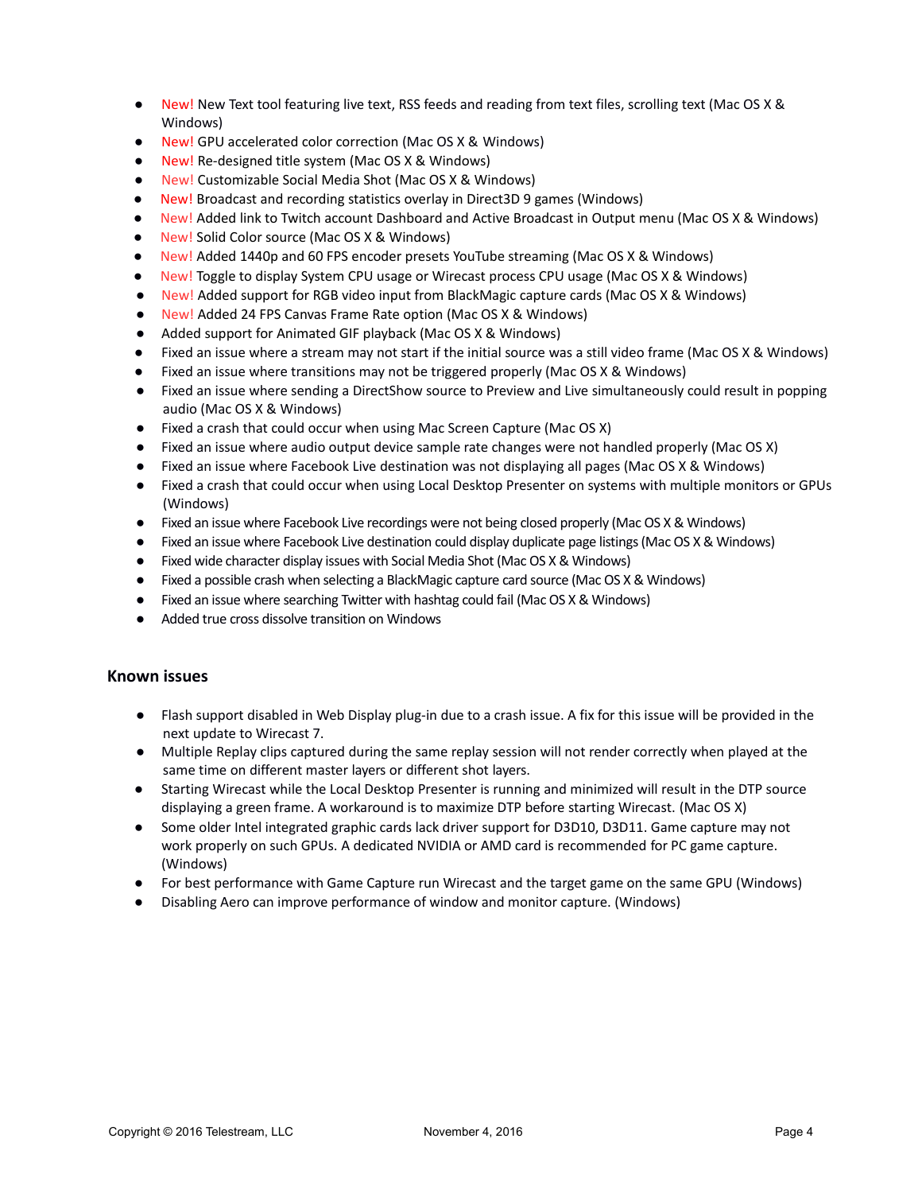- New! New Text tool featuring live text, RSS feeds and reading from text files, scrolling text (Mac OS X & Windows)
- New! GPU accelerated color correction (Mac OS X & Windows)
- New! Re-designed title system (Mac OS X & Windows)
- New! Customizable Social Media Shot (Mac OS X & Windows)
- New! Broadcast and recording statistics overlay in Direct3D 9 games (Windows)
- New! Added link to Twitch account Dashboard and Active Broadcast in Output menu (Mac OS X & Windows)
- New! Solid Color source (Mac OS X & Windows)
- New! Added 1440p and 60 FPS encoder presets YouTube streaming (Mac OS X & Windows)
- New! Toggle to display System CPU usage or Wirecast process CPU usage (Mac OS X & Windows)
- New! Added support for RGB video input from BlackMagic capture cards (Mac OS X & Windows)
- New! Added 24 FPS Canvas Frame Rate option (Mac OS X & Windows)
- Added support for Animated GIF playback (Mac OS X & Windows)
- Fixed an issue where a stream may not start if the initial source was a still video frame (Mac OS X & Windows)
- Fixed an issue where transitions may not be triggered properly (Mac OS X & Windows)
- Fixed an issue where sending a DirectShow source to Preview and Live simultaneously could result in popping audio (Mac OS X & Windows)
- Fixed a crash that could occur when using Mac Screen Capture (Mac OS X)
- Fixed an issue where audio output device sample rate changes were not handled properly (Mac OS X)
- Fixed an issue where Facebook Live destination was not displaying all pages (Mac OS X & Windows)
- Fixed a crash that could occur when using Local Desktop Presenter on systems with multiple monitors or GPUs (Windows)
- Fixed an issue where Facebook Live recordings were not being closed properly (Mac OS X & Windows)
- Fixed an issue where Facebook Live destination could display duplicate page listings (Mac OS X & Windows)
- Fixed wide character display issues with Social Media Shot (Mac OS X & Windows)
- Fixed a possible crash when selecting a BlackMagic capture card source (Mac OS X & Windows)
- Fixed an issue where searching Twitter with hashtag could fail (Mac OS X & Windows)
- Added true cross dissolve transition on Windows

### Known issues

- Flash support disabled in Web Display plug-in due to a crash issue. A fix for this issue will be provided in the next update to Wirecast 7.
- Multiple Replay clips captured during the same replay session will not render correctly when played at the same time on different master layers or different shot layers.
- Starting Wirecast while the Local Desktop Presenter is running and minimized will result in the DTP source displaying a green frame. A workaround is to maximize DTP before starting Wirecast. (Mac OS X)
- Some older Intel integrated graphic cards lack driver support for D3D10, D3D11. Game capture may not work properly on such GPUs. A dedicated NVIDIA or AMD card is recommended for PC game capture. (Windows)
- For best performance with Game Capture run Wirecast and the target game on the same GPU (Windows)
- Disabling Aero can improve performance of window and monitor capture. (Windows)

Copyright © 2016 Telestream, LLC November 4, 2016